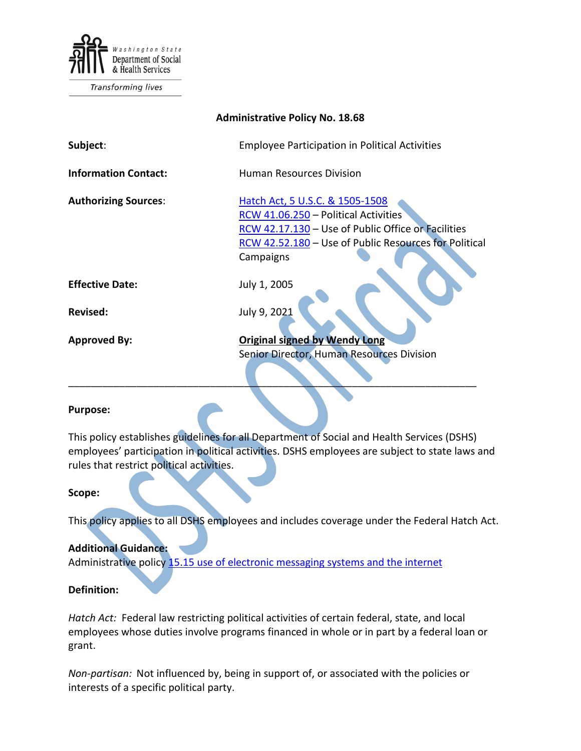Washington State Department of Social & Health Services

*Transforming lives*

**Administrative Policy No. 18.68**

| | |
|---|---|
| **Subject**: | Employee Participation in Political Activities |
| **Information Contact:** | Human Resources Division |
| **Authorizing Sources**: | Hatch Act, 5 U.S.C. & 1505-1508<br>RCW 41.06.250 – Political Activities<br>RCW 42.17.130 – Use of Public Office or Facilities<br>RCW 42.52.180 – Use of Public Resources for Political Campaigns |
| **Effective Date:** | July 1, 2005 |
| **Revised:** | July 9, 2021 |
| **Approved By:** | **Original signed by Wendy Long**<br>Senior Director, Human Resources Division |

---

**Purpose:**

This policy establishes guidelines for all Department of Social and Health Services (DSHS) employees' participation in political activities. DSHS employees are subject to state laws and rules that restrict political activities.

**Scope:**

This policy applies to all DSHS employees and includes coverage under the Federal Hatch Act.

**Additional Guidance:**
Administrative policy 15.15 use of electronic messaging systems and the internet

**Definition:**

*Hatch Act:* Federal law restricting political activities of certain federal, state, and local employees whose duties involve programs financed in whole or in part by a federal loan or grant.

*Non-partisan:* Not influenced by, being in support of, or associated with the policies or interests of a specific political party.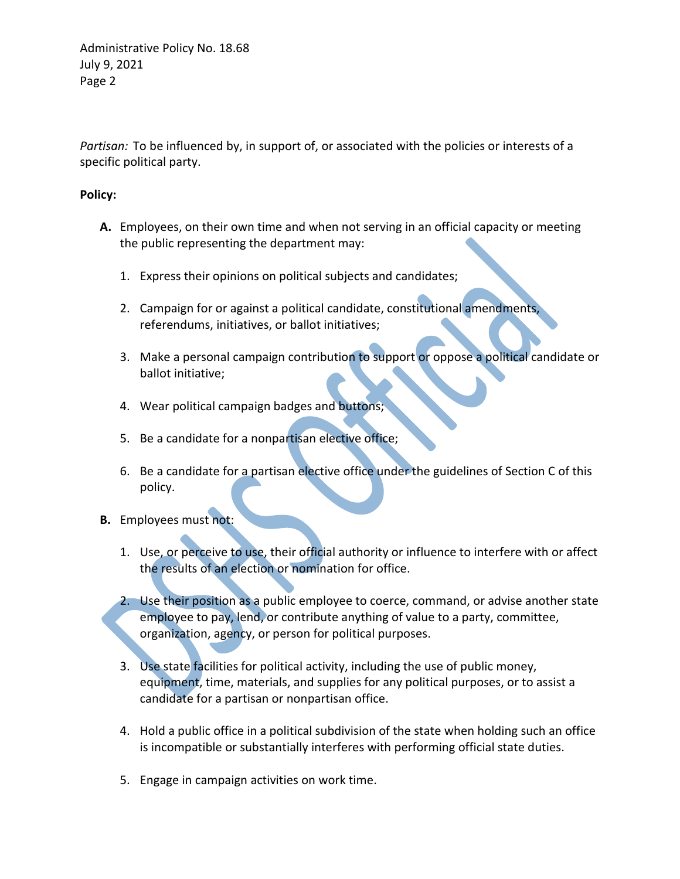*Partisan:* To be influenced by, in support of, or associated with the policies or interests of a specific political party.

**Policy:**

**A.** Employees, on their own time and when not serving in an official capacity or meeting the public representing the department may:

1. Express their opinions on political subjects and candidates;

2. Campaign for or against a political candidate, constitutional amendments, referendums, initiatives, or ballot initiatives;

3. Make a personal campaign contribution to support or oppose a political candidate or ballot initiative;

4. Wear political campaign badges and buttons;

5. Be a candidate for a nonpartisan elective office;

6. Be a candidate for a partisan elective office under the guidelines of Section C of this policy.

**B.** Employees must not:

1. Use, or perceive to use, their official authority or influence to interfere with or affect the results of an election or nomination for office.

2. Use their position as a public employee to coerce, command, or advise another state employee to pay, lend, or contribute anything of value to a party, committee, organization, agency, or person for political purposes.

3. Use state facilities for political activity, including the use of public money, equipment, time, materials, and supplies for any political purposes, or to assist a candidate for a partisan or nonpartisan office.

4. Hold a public office in a political subdivision of the state when holding such an office is incompatible or substantially interferes with performing official state duties.

5. Engage in campaign activities on work time.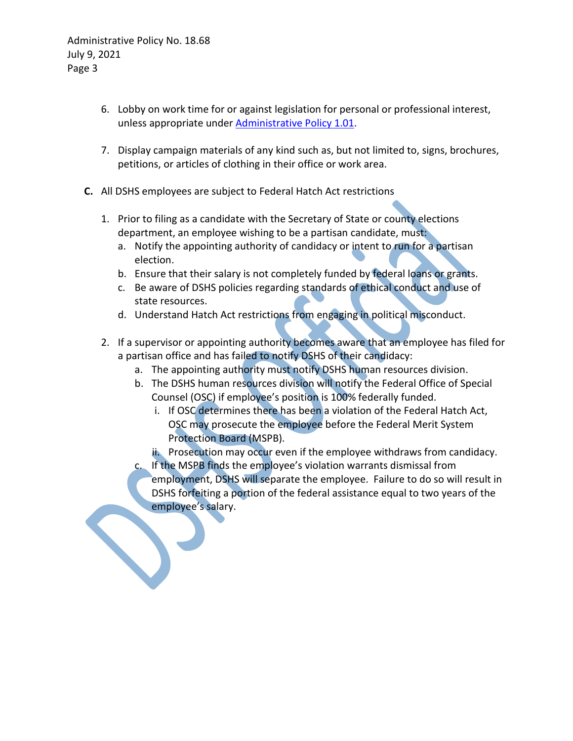6. Lobby on work time for or against legislation for personal or professional interest, unless appropriate under [Administrative Policy 1.01](#).

7. Display campaign materials of any kind such as, but not limited to, signs, brochures, petitions, or articles of clothing in their office or work area.

**C.** All DSHS employees are subject to Federal Hatch Act restrictions

1. Prior to filing as a candidate with the Secretary of State or county elections department, an employee wishing to be a partisan candidate, must:
   a. Notify the appointing authority of candidacy or intent to run for a partisan election.
   b. Ensure that their salary is not completely funded by federal loans or grants.
   c. Be aware of DSHS policies regarding standards of ethical conduct and use of state resources.
   d. Understand Hatch Act restrictions from engaging in political misconduct.

2. If a supervisor or appointing authority becomes aware that an employee has filed for a partisan office and has failed to notify DSHS of their candidacy:
   a. The appointing authority must notify DSHS human resources division.
   b. The DSHS human resources division will notify the Federal Office of Special Counsel (OSC) if employee's position is 100% federally funded.
      i. If OSC determines there has been a violation of the Federal Hatch Act, OSC may prosecute the employee before the Federal Merit System Protection Board (MSPB).
      ii. Prosecution may occur even if the employee withdraws from candidacy.
   c. If the MSPB finds the employee's violation warrants dismissal from employment, DSHS will separate the employee. Failure to do so will result in DSHS forfeiting a portion of the federal assistance equal to two years of the employee's salary.